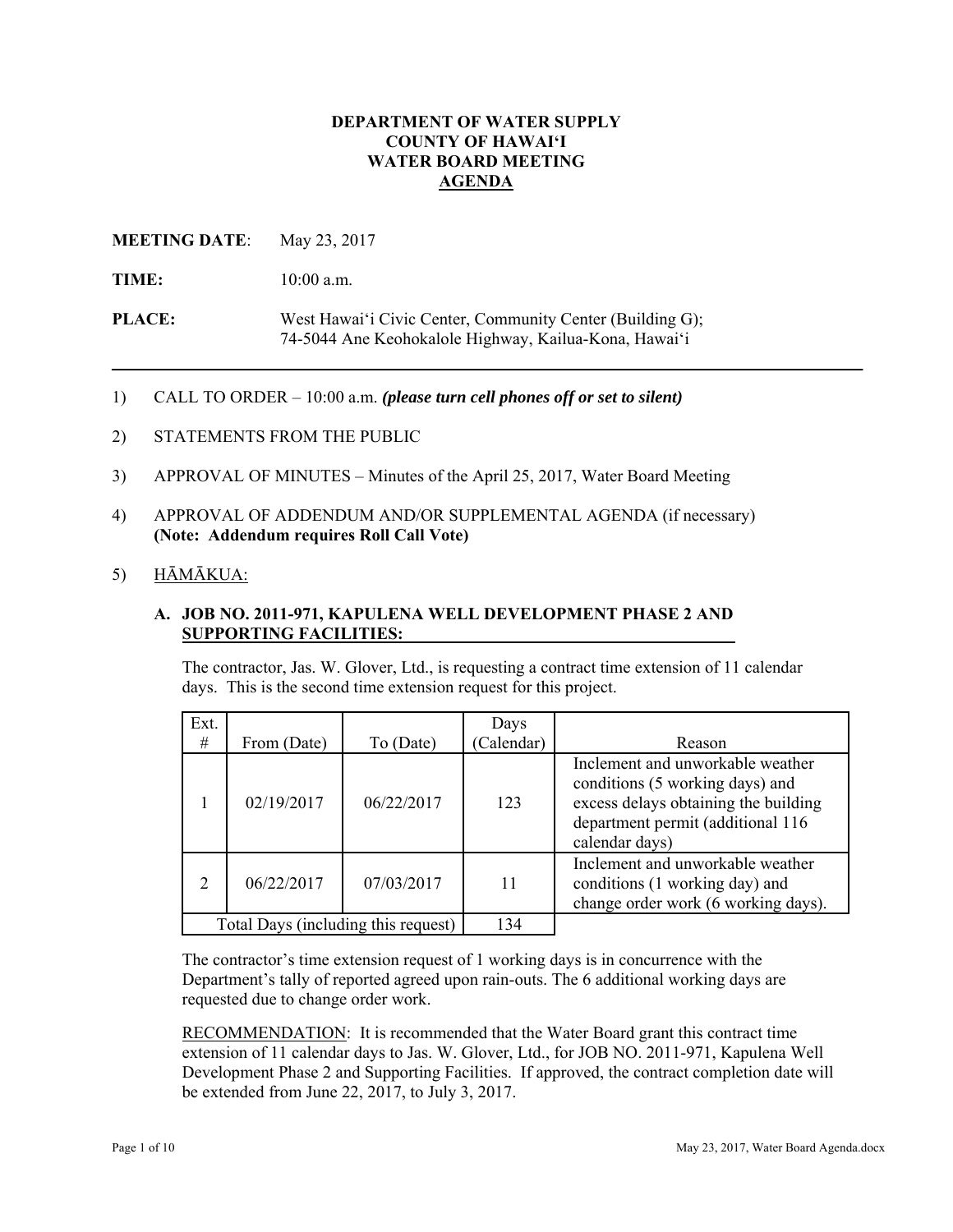**DEPARTMENT OF WATER SUPPLY**
**COUNTY OF HAWAIʻI**
**WATER BOARD MEETING**
**AGENDA**

**MEETING DATE**: May 23, 2017

**TIME:** 10:00 a.m.

**PLACE:** West Hawaiʻi Civic Center, Community Center (Building G); 74-5044 Ane Keohokalole Highway, Kailua-Kona, Hawaiʻi

---

1) CALL TO ORDER – 10:00 a.m. ***(please turn cell phones off or set to silent)***

2) STATEMENTS FROM THE PUBLIC

3) APPROVAL OF MINUTES – Minutes of the April 25, 2017, Water Board Meeting

4) APPROVAL OF ADDENDUM AND/OR SUPPLEMENTAL AGENDA (if necessary) **(Note: Addendum requires Roll Call Vote)**

5) HĀMĀKUA:

**A. JOB NO. 2011-971, KAPULENA WELL DEVELOPMENT PHASE 2 AND SUPPORTING FACILITIES:**

The contractor, Jas. W. Glover, Ltd., is requesting a contract time extension of 11 calendar days. This is the second time extension request for this project.

| Ext. # | From (Date) | To (Date) | Days (Calendar) | Reason |
|---|---|---|---|---|
| 1 | 02/19/2017 | 06/22/2017 | 123 | Inclement and unworkable weather conditions (5 working days) and excess delays obtaining the building department permit (additional 116 calendar days) |
| 2 | 06/22/2017 | 07/03/2017 | 11 | Inclement and unworkable weather conditions (1 working day) and change order work (6 working days). |
| Total Days (including this request) | | | 134 | |

The contractor's time extension request of 1 working days is in concurrence with the Department's tally of reported agreed upon rain-outs. The 6 additional working days are requested due to change order work.

RECOMMENDATION: It is recommended that the Water Board grant this contract time extension of 11 calendar days to Jas. W. Glover, Ltd., for JOB NO. 2011-971, Kapulena Well Development Phase 2 and Supporting Facilities. If approved, the contract completion date will be extended from June 22, 2017, to July 3, 2017.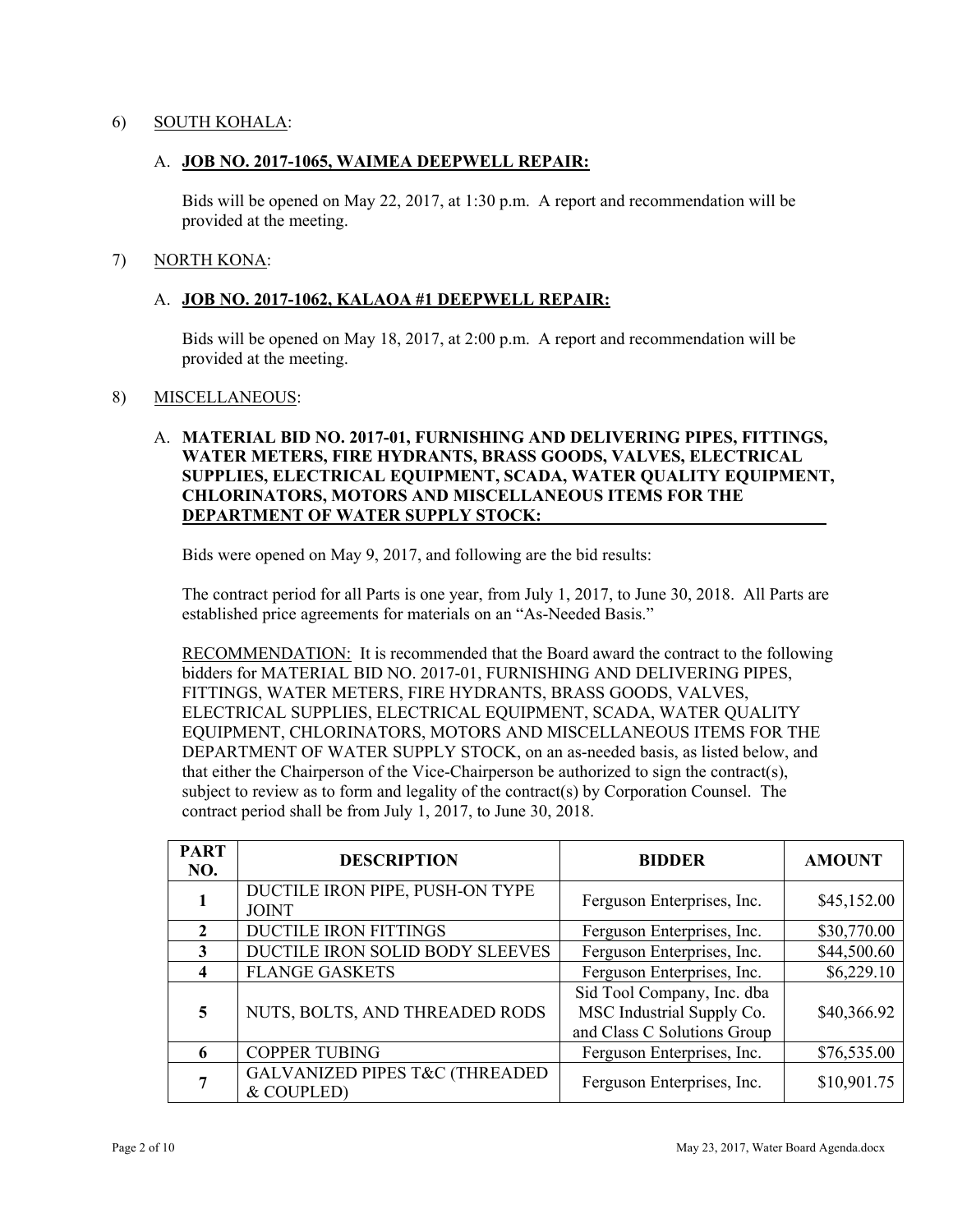6) SOUTH KOHALA:

A. **JOB NO. 2017-1065, WAIMEA DEEPWELL REPAIR:**

Bids will be opened on May 22, 2017, at 1:30 p.m. A report and recommendation will be provided at the meeting.

7) NORTH KONA:

A. **JOB NO. 2017-1062, KALAOA #1 DEEPWELL REPAIR:**

Bids will be opened on May 18, 2017, at 2:00 p.m. A report and recommendation will be provided at the meeting.

8) MISCELLANEOUS:

A. **MATERIAL BID NO. 2017-01, FURNISHING AND DELIVERING PIPES, FITTINGS, WATER METERS, FIRE HYDRANTS, BRASS GOODS, VALVES, ELECTRICAL SUPPLIES, ELECTRICAL EQUIPMENT, SCADA, WATER QUALITY EQUIPMENT, CHLORINATORS, MOTORS AND MISCELLANEOUS ITEMS FOR THE DEPARTMENT OF WATER SUPPLY STOCK:**

Bids were opened on May 9, 2017, and following are the bid results:

The contract period for all Parts is one year, from July 1, 2017, to June 30, 2018. All Parts are established price agreements for materials on an "As-Needed Basis."

RECOMMENDATION: It is recommended that the Board award the contract to the following bidders for MATERIAL BID NO. 2017-01, FURNISHING AND DELIVERING PIPES, FITTINGS, WATER METERS, FIRE HYDRANTS, BRASS GOODS, VALVES, ELECTRICAL SUPPLIES, ELECTRICAL EQUIPMENT, SCADA, WATER QUALITY EQUIPMENT, CHLORINATORS, MOTORS AND MISCELLANEOUS ITEMS FOR THE DEPARTMENT OF WATER SUPPLY STOCK, on an as-needed basis, as listed below, and that either the Chairperson of the Vice-Chairperson be authorized to sign the contract(s), subject to review as to form and legality of the contract(s) by Corporation Counsel. The contract period shall be from July 1, 2017, to June 30, 2018.

| PART NO. | DESCRIPTION | BIDDER | AMOUNT |
|---|---|---|---|
| 1 | DUCTILE IRON PIPE, PUSH-ON TYPE JOINT | Ferguson Enterprises, Inc. | $45,152.00 |
| 2 | DUCTILE IRON FITTINGS | Ferguson Enterprises, Inc. | $30,770.00 |
| 3 | DUCTILE IRON SOLID BODY SLEEVES | Ferguson Enterprises, Inc. | $44,500.60 |
| 4 | FLANGE GASKETS | Ferguson Enterprises, Inc. | $6,229.10 |
| 5 | NUTS, BOLTS, AND THREADED RODS | Sid Tool Company, Inc. dba MSC Industrial Supply Co. and Class C Solutions Group | $40,366.92 |
| 6 | COPPER TUBING | Ferguson Enterprises, Inc. | $76,535.00 |
| 7 | GALVANIZED PIPES T&C (THREADED & COUPLED) | Ferguson Enterprises, Inc. | $10,901.75 |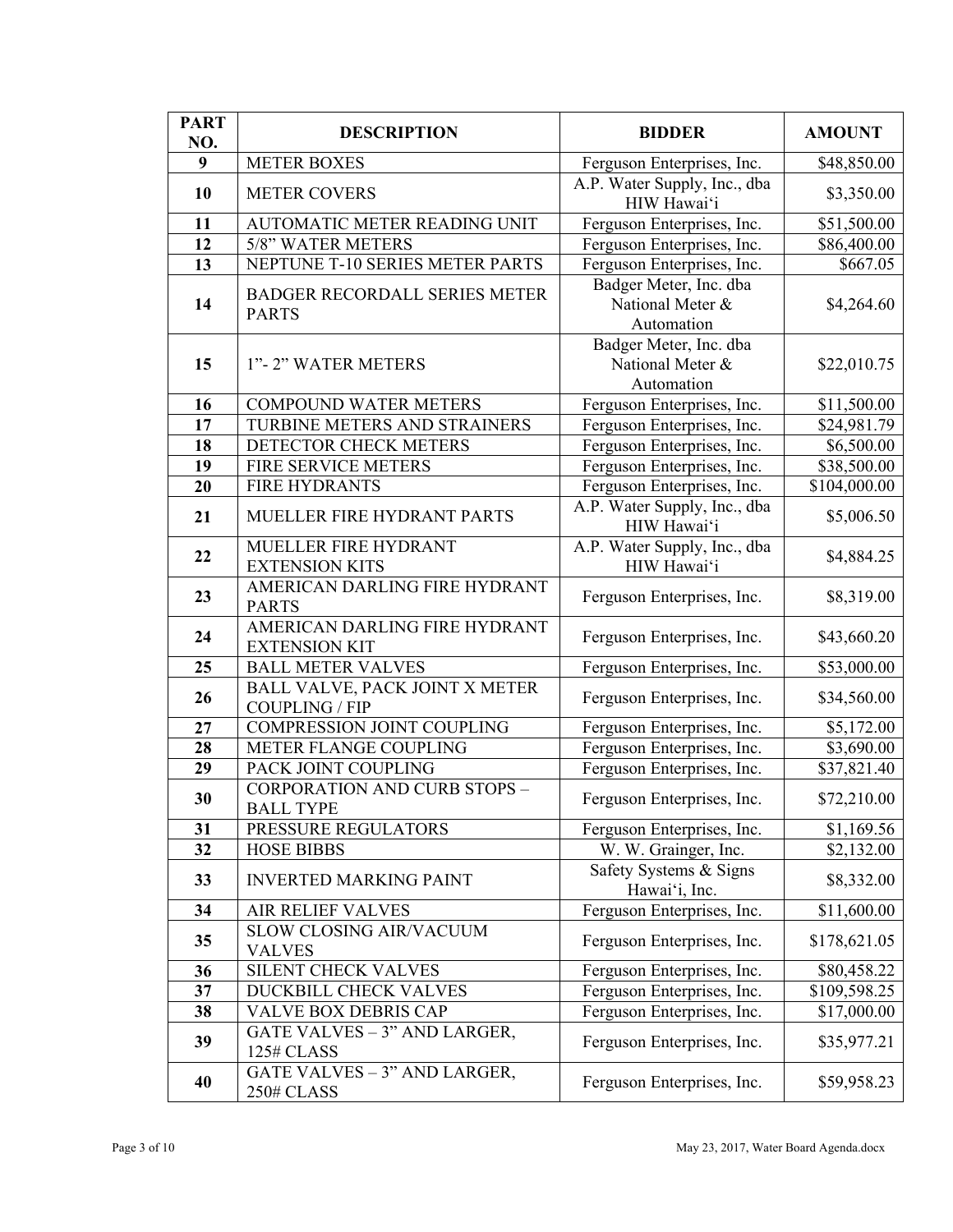| PART NO. | DESCRIPTION | BIDDER | AMOUNT |
|---|---|---|---|
| 9 | METER BOXES | Ferguson Enterprises, Inc. | $48,850.00 |
| 10 | METER COVERS | A.P. Water Supply, Inc., dba HIW Hawai'i | $3,350.00 |
| 11 | AUTOMATIC METER READING UNIT | Ferguson Enterprises, Inc. | $51,500.00 |
| 12 | 5/8" WATER METERS | Ferguson Enterprises, Inc. | $86,400.00 |
| 13 | NEPTUNE T-10 SERIES METER PARTS | Ferguson Enterprises, Inc. | $667.05 |
| 14 | BADGER RECORDALL SERIES METER PARTS | Badger Meter, Inc. dba National Meter & Automation | $4,264.60 |
| 15 | 1"- 2" WATER METERS | Badger Meter, Inc. dba National Meter & Automation | $22,010.75 |
| 16 | COMPOUND WATER METERS | Ferguson Enterprises, Inc. | $11,500.00 |
| 17 | TURBINE METERS AND STRAINERS | Ferguson Enterprises, Inc. | $24,981.79 |
| 18 | DETECTOR CHECK METERS | Ferguson Enterprises, Inc. | $6,500.00 |
| 19 | FIRE SERVICE METERS | Ferguson Enterprises, Inc. | $38,500.00 |
| 20 | FIRE HYDRANTS | Ferguson Enterprises, Inc. | $104,000.00 |
| 21 | MUELLER FIRE HYDRANT PARTS | A.P. Water Supply, Inc., dba HIW Hawai'i | $5,006.50 |
| 22 | MUELLER FIRE HYDRANT EXTENSION KITS | A.P. Water Supply, Inc., dba HIW Hawai'i | $4,884.25 |
| 23 | AMERICAN DARLING FIRE HYDRANT PARTS | Ferguson Enterprises, Inc. | $8,319.00 |
| 24 | AMERICAN DARLING FIRE HYDRANT EXTENSION KIT | Ferguson Enterprises, Inc. | $43,660.20 |
| 25 | BALL METER VALVES | Ferguson Enterprises, Inc. | $53,000.00 |
| 26 | BALL VALVE, PACK JOINT X METER COUPLING / FIP | Ferguson Enterprises, Inc. | $34,560.00 |
| 27 | COMPRESSION JOINT COUPLING | Ferguson Enterprises, Inc. | $5,172.00 |
| 28 | METER FLANGE COUPLING | Ferguson Enterprises, Inc. | $3,690.00 |
| 29 | PACK JOINT COUPLING | Ferguson Enterprises, Inc. | $37,821.40 |
| 30 | CORPORATION AND CURB STOPS – BALL TYPE | Ferguson Enterprises, Inc. | $72,210.00 |
| 31 | PRESSURE REGULATORS | Ferguson Enterprises, Inc. | $1,169.56 |
| 32 | HOSE BIBBS | W. W. Grainger, Inc. | $2,132.00 |
| 33 | INVERTED MARKING PAINT | Safety Systems & Signs Hawai'i, Inc. | $8,332.00 |
| 34 | AIR RELIEF VALVES | Ferguson Enterprises, Inc. | $11,600.00 |
| 35 | SLOW CLOSING AIR/VACUUM VALVES | Ferguson Enterprises, Inc. | $178,621.05 |
| 36 | SILENT CHECK VALVES | Ferguson Enterprises, Inc. | $80,458.22 |
| 37 | DUCKBILL CHECK VALVES | Ferguson Enterprises, Inc. | $109,598.25 |
| 38 | VALVE BOX DEBRIS CAP | Ferguson Enterprises, Inc. | $17,000.00 |
| 39 | GATE VALVES – 3" AND LARGER, 125# CLASS | Ferguson Enterprises, Inc. | $35,977.21 |
| 40 | GATE VALVES – 3" AND LARGER, 250# CLASS | Ferguson Enterprises, Inc. | $59,958.23 |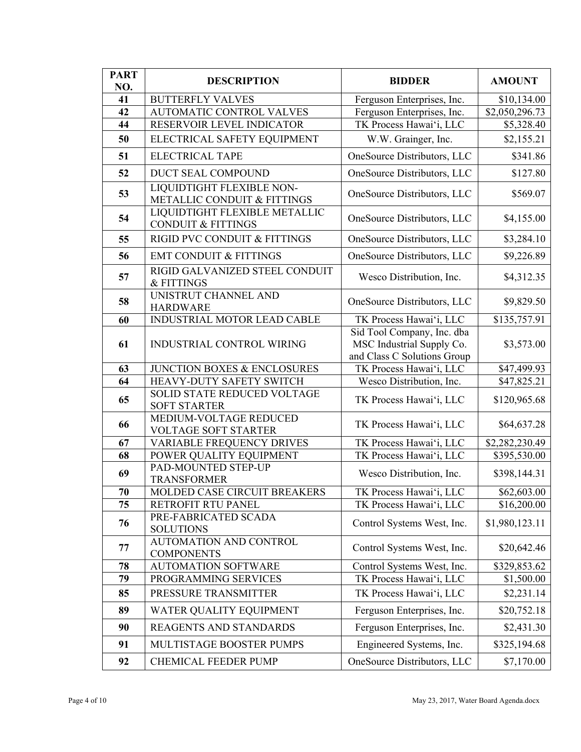| PART NO. | DESCRIPTION | BIDDER | AMOUNT |
|---|---|---|---|
| 41 | BUTTERFLY VALVES | Ferguson Enterprises, Inc. | $10,134.00 |
| 42 | AUTOMATIC CONTROL VALVES | Ferguson Enterprises, Inc. | $2,050,296.73 |
| 44 | RESERVOIR LEVEL INDICATOR | TK Process Hawai'i, LLC | $5,328.40 |
| 50 | ELECTRICAL SAFETY EQUIPMENT | W.W. Grainger, Inc. | $2,155.21 |
| 51 | ELECTRICAL TAPE | OneSource Distributors, LLC | $341.86 |
| 52 | DUCT SEAL COMPOUND | OneSource Distributors, LLC | $127.80 |
| 53 | LIQUIDTIGHT FLEXIBLE NON-METALLIC CONDUIT & FITTINGS | OneSource Distributors, LLC | $569.07 |
| 54 | LIQUIDTIGHT FLEXIBLE METALLIC CONDUIT & FITTINGS | OneSource Distributors, LLC | $4,155.00 |
| 55 | RIGID PVC CONDUIT & FITTINGS | OneSource Distributors, LLC | $3,284.10 |
| 56 | EMT CONDUIT & FITTINGS | OneSource Distributors, LLC | $9,226.89 |
| 57 | RIGID GALVANIZED STEEL CONDUIT & FITTINGS | Wesco Distribution, Inc. | $4,312.35 |
| 58 | UNISTRUT CHANNEL AND HARDWARE | OneSource Distributors, LLC | $9,829.50 |
| 60 | INDUSTRIAL MOTOR LEAD CABLE | TK Process Hawai'i, LLC | $135,757.91 |
| 61 | INDUSTRIAL CONTROL WIRING | Sid Tool Company, Inc. dba MSC Industrial Supply Co. and Class C Solutions Group | $3,573.00 |
| 63 | JUNCTION BOXES & ENCLOSURES | TK Process Hawai'i, LLC | $47,499.93 |
| 64 | HEAVY-DUTY SAFETY SWITCH | Wesco Distribution, Inc. | $47,825.21 |
| 65 | SOLID STATE REDUCED VOLTAGE SOFT STARTER | TK Process Hawai'i, LLC | $120,965.68 |
| 66 | MEDIUM-VOLTAGE REDUCED VOLTAGE SOFT STARTER | TK Process Hawai'i, LLC | $64,637.28 |
| 67 | VARIABLE FREQUENCY DRIVES | TK Process Hawai'i, LLC | $2,282,230.49 |
| 68 | POWER QUALITY EQUIPMENT | TK Process Hawai'i, LLC | $395,530.00 |
| 69 | PAD-MOUNTED STEP-UP TRANSFORMER | Wesco Distribution, Inc. | $398,144.31 |
| 70 | MOLDED CASE CIRCUIT BREAKERS | TK Process Hawai'i, LLC | $62,603.00 |
| 75 | RETROFIT RTU PANEL | TK Process Hawai'i, LLC | $16,200.00 |
| 76 | PRE-FABRICATED SCADA SOLUTIONS | Control Systems West, Inc. | $1,980,123.11 |
| 77 | AUTOMATION AND CONTROL COMPONENTS | Control Systems West, Inc. | $20,642.46 |
| 78 | AUTOMATION SOFTWARE | Control Systems West, Inc. | $329,853.62 |
| 79 | PROGRAMMING SERVICES | TK Process Hawai'i, LLC | $1,500.00 |
| 85 | PRESSURE TRANSMITTER | TK Process Hawai'i, LLC | $2,231.14 |
| 89 | WATER QUALITY EQUIPMENT | Ferguson Enterprises, Inc. | $20,752.18 |
| 90 | REAGENTS AND STANDARDS | Ferguson Enterprises, Inc. | $2,431.30 |
| 91 | MULTISTAGE BOOSTER PUMPS | Engineered Systems, Inc. | $325,194.68 |
| 92 | CHEMICAL FEEDER PUMP | OneSource Distributors, LLC | $7,170.00 |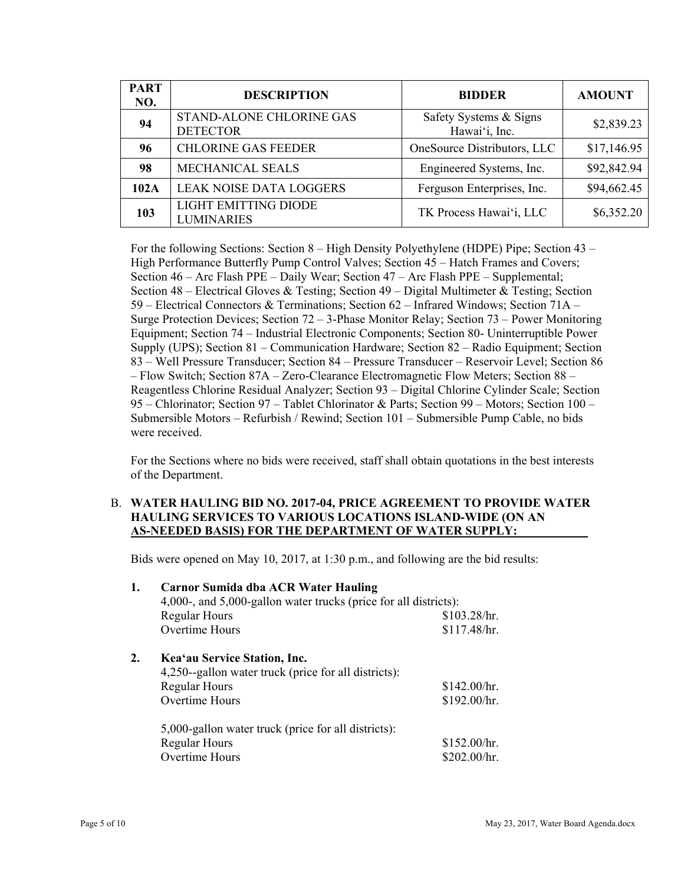| PART NO. | DESCRIPTION | BIDDER | AMOUNT |
|---|---|---|---|
| 94 | STAND-ALONE CHLORINE GAS DETECTOR | Safety Systems & Signs Hawai‘i, Inc. | $2,839.23 |
| 96 | CHLORINE GAS FEEDER | OneSource Distributors, LLC | $17,146.95 |
| 98 | MECHANICAL SEALS | Engineered Systems, Inc. | $92,842.94 |
| 102A | LEAK NOISE DATA LOGGERS | Ferguson Enterprises, Inc. | $94,662.45 |
| 103 | LIGHT EMITTING DIODE LUMINARIES | TK Process Hawai‘i, LLC | $6,352.20 |

For the following Sections: Section 8 – High Density Polyethylene (HDPE) Pipe; Section 43 – High Performance Butterfly Pump Control Valves; Section 45 – Hatch Frames and Covers; Section 46 – Arc Flash PPE – Daily Wear; Section 47 – Arc Flash PPE – Supplemental; Section 48 – Electrical Gloves & Testing; Section 49 – Digital Multimeter & Testing; Section 59 – Electrical Connectors & Terminations; Section 62 – Infrared Windows; Section 71A – Surge Protection Devices; Section 72 – 3-Phase Monitor Relay; Section 73 – Power Monitoring Equipment; Section 74 – Industrial Electronic Components; Section 80- Uninterruptible Power Supply (UPS); Section 81 – Communication Hardware; Section 82 – Radio Equipment; Section 83 – Well Pressure Transducer; Section 84 – Pressure Transducer – Reservoir Level; Section 86 – Flow Switch; Section 87A – Zero-Clearance Electromagnetic Flow Meters; Section 88 – Reagentless Chlorine Residual Analyzer; Section 93 – Digital Chlorine Cylinder Scale; Section 95 – Chlorinator; Section 97 – Tablet Chlorinator & Parts; Section 99 – Motors; Section 100 – Submersible Motors – Refurbish / Rewind; Section 101 – Submersible Pump Cable, no bids were received.

For the Sections where no bids were received, staff shall obtain quotations in the best interests of the Department.

B. **WATER HAULING BID NO. 2017-04, PRICE AGREEMENT TO PROVIDE WATER HAULING SERVICES TO VARIOUS LOCATIONS ISLAND-WIDE (ON AN AS-NEEDED BASIS) FOR THE DEPARTMENT OF WATER SUPPLY:**

Bids were opened on May 10, 2017, at 1:30 p.m., and following are the bid results:

1. **Carnor Sumida dba ACR Water Hauling**

   4,000-, and 5,000-gallon water trucks (price for all districts):

   | | |
   |---|---|
   | Regular Hours | $103.28/hr. |
   | Overtime Hours | $117.48/hr. |

2. **Kea‘au Service Station, Inc.**

   4,250--gallon water truck (price for all districts):

   | | |
   |---|---|
   | Regular Hours | $142.00/hr. |
   | Overtime Hours | $192.00/hr. |

   5,000-gallon water truck (price for all districts):

   | | |
   |---|---|
   | Regular Hours | $152.00/hr. |
   | Overtime Hours | $202.00/hr. |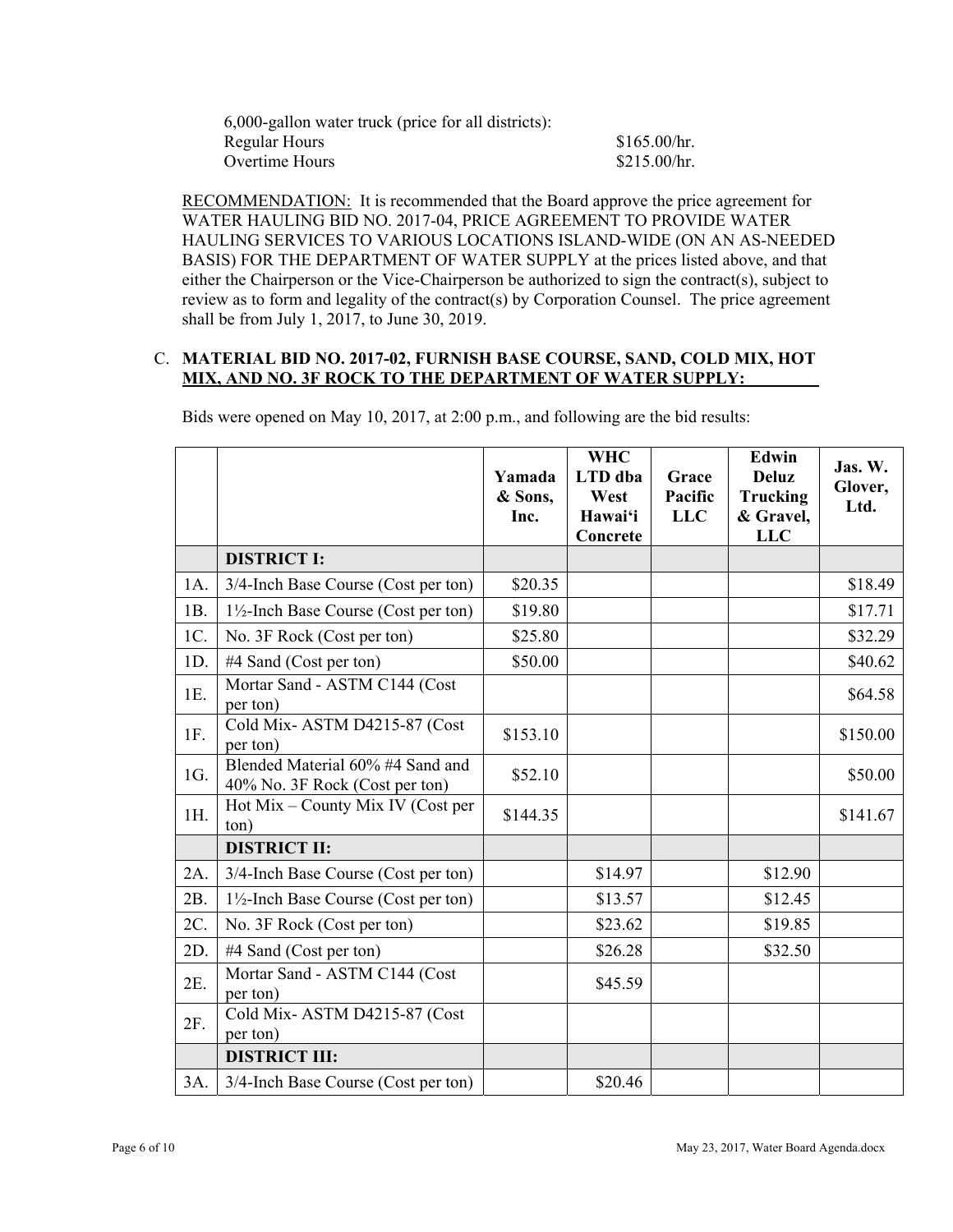6,000-gallon water truck (price for all districts):

| | |
|---|---|
| Regular Hours | $165.00/hr. |
| Overtime Hours | $215.00/hr. |

RECOMMENDATION: It is recommended that the Board approve the price agreement for WATER HAULING BID NO. 2017-04, PRICE AGREEMENT TO PROVIDE WATER HAULING SERVICES TO VARIOUS LOCATIONS ISLAND-WIDE (ON AN AS-NEEDED BASIS) FOR THE DEPARTMENT OF WATER SUPPLY at the prices listed above, and that either the Chairperson or the Vice-Chairperson be authorized to sign the contract(s), subject to review as to form and legality of the contract(s) by Corporation Counsel. The price agreement shall be from July 1, 2017, to June 30, 2019.

C. **MATERIAL BID NO. 2017-02, FURNISH BASE COURSE, SAND, COLD MIX, HOT MIX, AND NO. 3F ROCK TO THE DEPARTMENT OF WATER SUPPLY:**

Bids were opened on May 10, 2017, at 2:00 p.m., and following are the bid results:

| | | Yamada & Sons, Inc. | WHC LTD dba West Hawai'i Concrete | Grace Pacific LLC | Edwin Deluz Trucking & Gravel, LLC | Jas. W. Glover, Ltd. |
|---|---|---|---|---|---|---|
| | **DISTRICT I:** | | | | | |
| 1A. | 3/4-Inch Base Course (Cost per ton) | $20.35 | | | | $18.49 |
| 1B. | 1½-Inch Base Course (Cost per ton) | $19.80 | | | | $17.71 |
| 1C. | No. 3F Rock (Cost per ton) | $25.80 | | | | $32.29 |
| 1D. | #4 Sand (Cost per ton) | $50.00 | | | | $40.62 |
| 1E. | Mortar Sand - ASTM C144 (Cost per ton) | | | | | $64.58 |
| 1F. | Cold Mix- ASTM D4215-87 (Cost per ton) | $153.10 | | | | $150.00 |
| 1G. | Blended Material 60% #4 Sand and 40% No. 3F Rock (Cost per ton) | $52.10 | | | | $50.00 |
| 1H. | Hot Mix – County Mix IV (Cost per ton) | $144.35 | | | | $141.67 |
| | **DISTRICT II:** | | | | | |
| 2A. | 3/4-Inch Base Course (Cost per ton) | | $14.97 | | $12.90 | |
| 2B. | 1½-Inch Base Course (Cost per ton) | | $13.57 | | $12.45 | |
| 2C. | No. 3F Rock (Cost per ton) | | $23.62 | | $19.85 | |
| 2D. | #4 Sand (Cost per ton) | | $26.28 | | $32.50 | |
| 2E. | Mortar Sand - ASTM C144 (Cost per ton) | | $45.59 | | | |
| 2F. | Cold Mix- ASTM D4215-87 (Cost per ton) | | | | | |
| | **DISTRICT III:** | | | | | |
| 3A. | 3/4-Inch Base Course (Cost per ton) | | $20.46 | | | |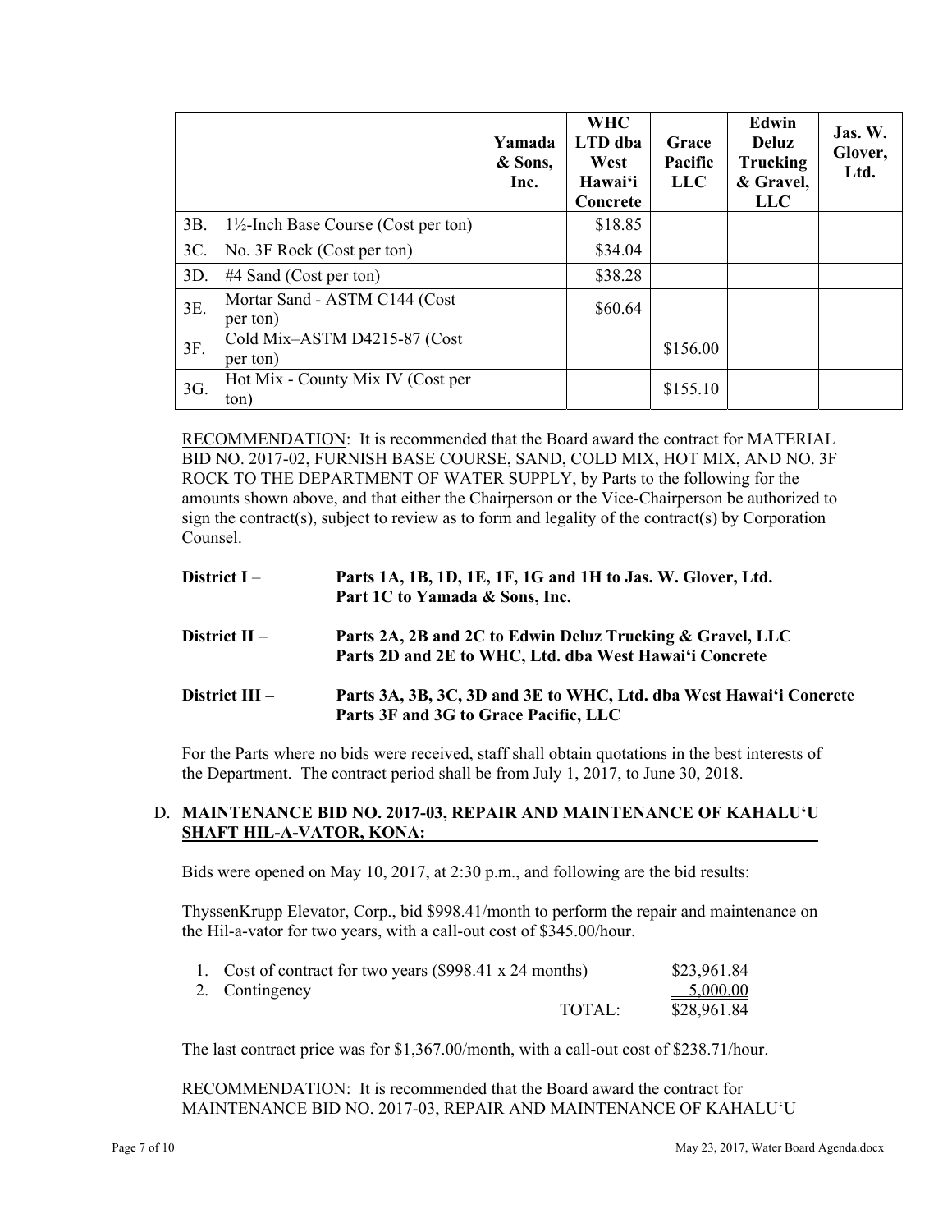| | | Yamada & Sons, Inc. | WHC LTD dba West Hawai‘i Concrete | Grace Pacific LLC | Edwin Deluz Trucking & Gravel, LLC | Jas. W. Glover, Ltd. |
|---|---|---|---|---|---|---|
| 3B. | 1½-Inch Base Course (Cost per ton) | | $18.85 | | | |
| 3C. | No. 3F Rock (Cost per ton) | | $34.04 | | | |
| 3D. | #4 Sand (Cost per ton) | | $38.28 | | | |
| 3E. | Mortar Sand - ASTM C144 (Cost per ton) | | $60.64 | | | |
| 3F. | Cold Mix–ASTM D4215-87 (Cost per ton) | | | $156.00 | | |
| 3G. | Hot Mix - County Mix IV (Cost per ton) | | | $155.10 | | |

RECOMMENDATION: It is recommended that the Board award the contract for MATERIAL BID NO. 2017-02, FURNISH BASE COURSE, SAND, COLD MIX, HOT MIX, AND NO. 3F ROCK TO THE DEPARTMENT OF WATER SUPPLY, by Parts to the following for the amounts shown above, and that either the Chairperson or the Vice-Chairperson be authorized to sign the contract(s), subject to review as to form and legality of the contract(s) by Corporation Counsel.

**District I** – **Parts 1A, 1B, 1D, 1E, 1F, 1G and 1H to Jas. W. Glover, Ltd.**
**Part 1C to Yamada & Sons, Inc.**

**District II** – **Parts 2A, 2B and 2C to Edwin Deluz Trucking & Gravel, LLC**
**Parts 2D and 2E to WHC, Ltd. dba West Hawai‘i Concrete**

**District III** – **Parts 3A, 3B, 3C, 3D and 3E to WHC, Ltd. dba West Hawai‘i Concrete**
**Parts 3F and 3G to Grace Pacific, LLC**

For the Parts where no bids were received, staff shall obtain quotations in the best interests of the Department. The contract period shall be from July 1, 2017, to June 30, 2018.

D. **MAINTENANCE BID NO. 2017-03, REPAIR AND MAINTENANCE OF KAHALU‘U SHAFT HIL-A-VATOR, KONA:**

Bids were opened on May 10, 2017, at 2:30 p.m., and following are the bid results:

ThyssenKrupp Elevator, Corp., bid $998.41/month to perform the repair and maintenance on the Hil-a-vator for two years, with a call-out cost of $345.00/hour.

| | | |
|---|---|---|
| 1. Cost of contract for two years ($998.41 x 24 months) | | $23,961.84 |
| 2. Contingency | | 5,000.00 |
| | TOTAL: | $28,961.84 |

The last contract price was for $1,367.00/month, with a call-out cost of $238.71/hour.

RECOMMENDATION: It is recommended that the Board award the contract for MAINTENANCE BID NO. 2017-03, REPAIR AND MAINTENANCE OF KAHALU‘U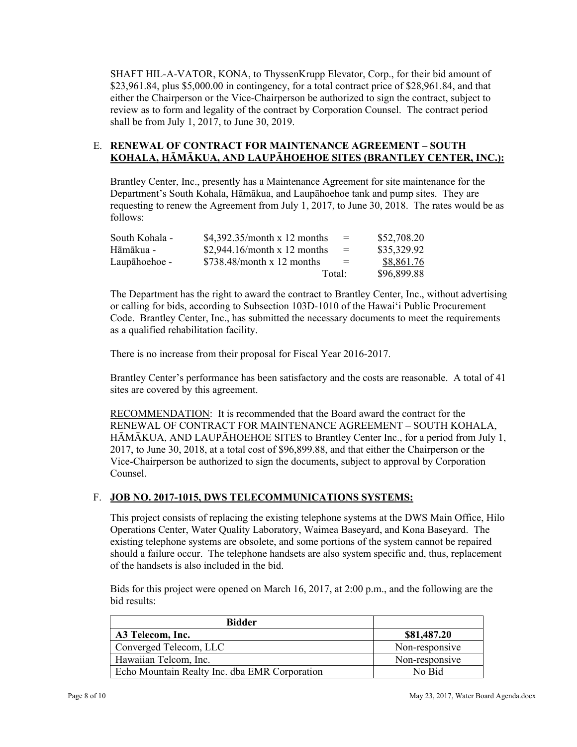SHAFT HIL-A-VATOR, KONA, to ThyssenKrupp Elevator, Corp., for their bid amount of \$23,961.84, plus \$5,000.00 in contingency, for a total contract price of \$28,961.84, and that either the Chairperson or the Vice-Chairperson be authorized to sign the contract, subject to review as to form and legality of the contract by Corporation Counsel. The contract period shall be from July 1, 2017, to June 30, 2019.

E. **RENEWAL OF CONTRACT FOR MAINTENANCE AGREEMENT – SOUTH KOHALA, HĀMĀKUA, AND LAUPĀHOEHOE SITES (BRANTLEY CENTER, INC.):**

Brantley Center, Inc., presently has a Maintenance Agreement for site maintenance for the Department's South Kohala, Hāmākua, and Laupāhoehoe tank and pump sites. They are requesting to renew the Agreement from July 1, 2017, to June 30, 2018. The rates would be as follows:

| | | | |
|---|---|---|---|
| South Kohala - | \$4,392.35/month x 12 months | = | \$52,708.20 |
| Hāmākua - | \$2,944.16/month x 12 months | = | \$35,329.92 |
| Laupāhoehoe - | \$738.48/month x 12 months | = | \$8,861.76 |
| | | Total: | \$96,899.88 |

The Department has the right to award the contract to Brantley Center, Inc., without advertising or calling for bids, according to Subsection 103D-1010 of the Hawai'i Public Procurement Code. Brantley Center, Inc., has submitted the necessary documents to meet the requirements as a qualified rehabilitation facility.

There is no increase from their proposal for Fiscal Year 2016-2017.

Brantley Center's performance has been satisfactory and the costs are reasonable. A total of 41 sites are covered by this agreement.

RECOMMENDATION: It is recommended that the Board award the contract for the RENEWAL OF CONTRACT FOR MAINTENANCE AGREEMENT – SOUTH KOHALA, HĀMĀKUA, AND LAUPĀHOEHOE SITES to Brantley Center Inc., for a period from July 1, 2017, to June 30, 2018, at a total cost of \$96,899.88, and that either the Chairperson or the Vice-Chairperson be authorized to sign the documents, subject to approval by Corporation Counsel.

F. **JOB NO. 2017-1015, DWS TELECOMMUNICATIONS SYSTEMS:**

This project consists of replacing the existing telephone systems at the DWS Main Office, Hilo Operations Center, Water Quality Laboratory, Waimea Baseyard, and Kona Baseyard. The existing telephone systems are obsolete, and some portions of the system cannot be repaired should a failure occur. The telephone handsets are also system specific and, thus, replacement of the handsets is also included in the bid.

Bids for this project were opened on March 16, 2017, at 2:00 p.m., and the following are the bid results:

| Bidder | |
|---|---|
| **A3 Telecom, Inc.** | **\$81,487.20** |
| Converged Telecom, LLC | Non-responsive |
| Hawaiian Telcom, Inc. | Non-responsive |
| Echo Mountain Realty Inc. dba EMR Corporation | No Bid |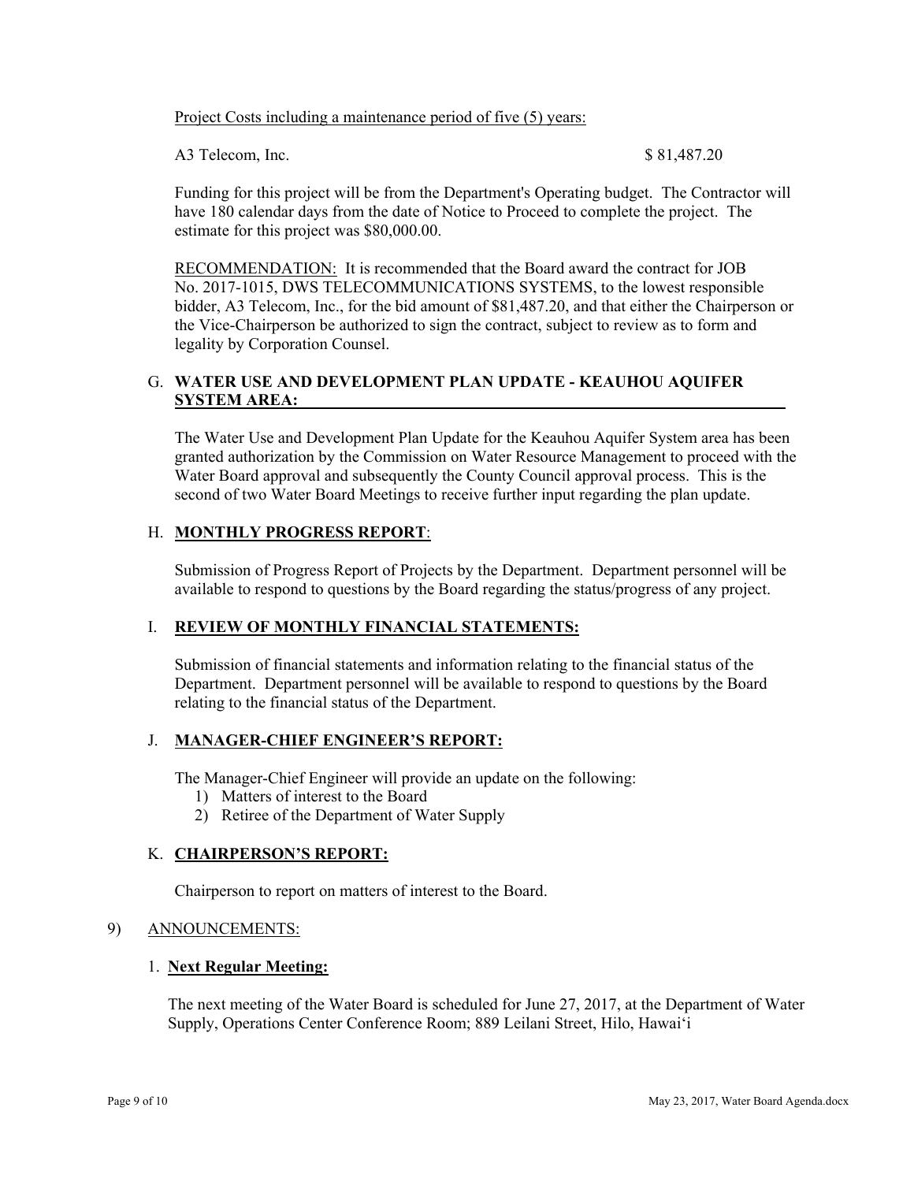Project Costs including a maintenance period of five (5) years:

A3 Telecom, Inc. $ 81,487.20

Funding for this project will be from the Department's Operating budget. The Contractor will have 180 calendar days from the date of Notice to Proceed to complete the project. The estimate for this project was $80,000.00.

RECOMMENDATION: It is recommended that the Board award the contract for JOB No. 2017-1015, DWS TELECOMMUNICATIONS SYSTEMS, to the lowest responsible bidder, A3 Telecom, Inc., for the bid amount of $81,487.20, and that either the Chairperson or the Vice-Chairperson be authorized to sign the contract, subject to review as to form and legality by Corporation Counsel.

G. **WATER USE AND DEVELOPMENT PLAN UPDATE - KEAUHOU AQUIFER SYSTEM AREA:**

The Water Use and Development Plan Update for the Keauhou Aquifer System area has been granted authorization by the Commission on Water Resource Management to proceed with the Water Board approval and subsequently the County Council approval process. This is the second of two Water Board Meetings to receive further input regarding the plan update.

H. **MONTHLY PROGRESS REPORT**:

Submission of Progress Report of Projects by the Department. Department personnel will be available to respond to questions by the Board regarding the status/progress of any project.

I. **REVIEW OF MONTHLY FINANCIAL STATEMENTS:**

Submission of financial statements and information relating to the financial status of the Department. Department personnel will be available to respond to questions by the Board relating to the financial status of the Department.

J. **MANAGER-CHIEF ENGINEER'S REPORT:**

The Manager-Chief Engineer will provide an update on the following:

1) Matters of interest to the Board
2) Retiree of the Department of Water Supply

K. **CHAIRPERSON'S REPORT:**

Chairperson to report on matters of interest to the Board.

9) ANNOUNCEMENTS:

1. **Next Regular Meeting:**

The next meeting of the Water Board is scheduled for June 27, 2017, at the Department of Water Supply, Operations Center Conference Room; 889 Leilani Street, Hilo, Hawai'i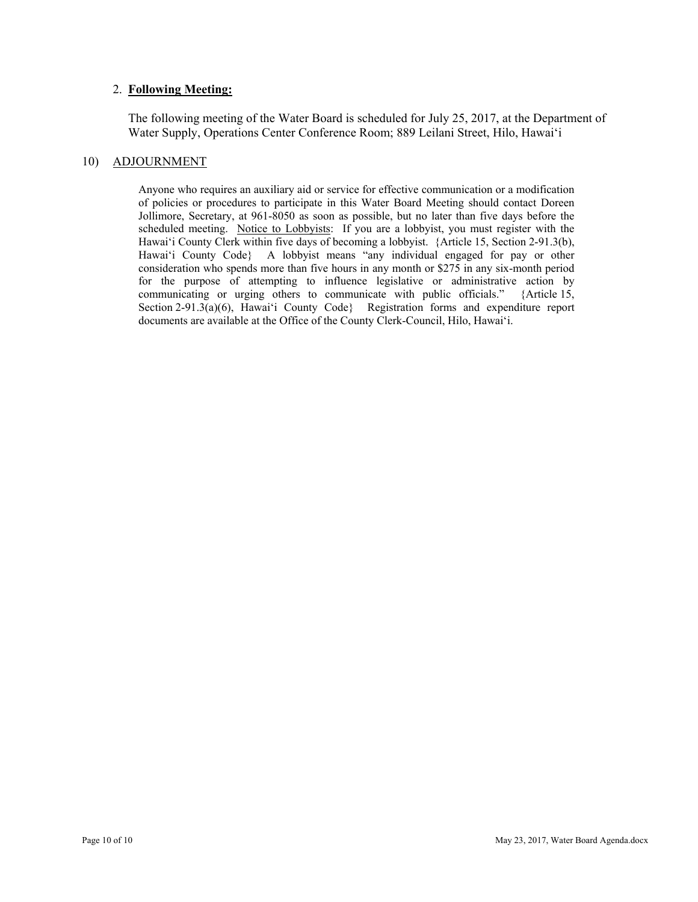2. **Following Meeting:**

   The following meeting of the Water Board is scheduled for July 25, 2017, at the Department of Water Supply, Operations Center Conference Room; 889 Leilani Street, Hilo, Hawai‘i

10) ADJOURNMENT

Anyone who requires an auxiliary aid or service for effective communication or a modification of policies or procedures to participate in this Water Board Meeting should contact Doreen Jollimore, Secretary, at 961-8050 as soon as possible, but no later than five days before the scheduled meeting. Notice to Lobbyists: If you are a lobbyist, you must register with the Hawai‘i County Clerk within five days of becoming a lobbyist. {Article 15, Section 2-91.3(b), Hawai‘i County Code} A lobbyist means "any individual engaged for pay or other consideration who spends more than five hours in any month or $275 in any six-month period for the purpose of attempting to influence legislative or administrative action by communicating or urging others to communicate with public officials." {Article 15, Section 2-91.3(a)(6), Hawai‘i County Code} Registration forms and expenditure report documents are available at the Office of the County Clerk-Council, Hilo, Hawai‘i.